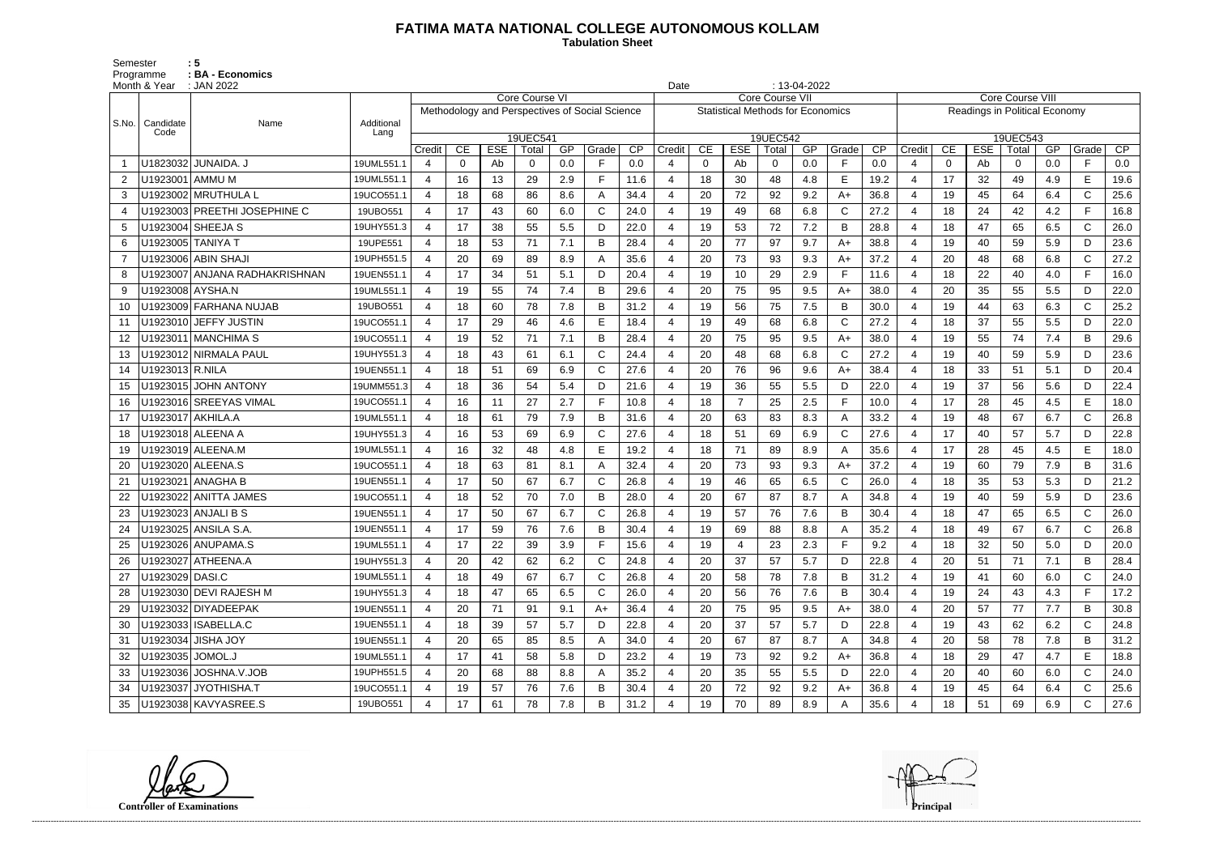# FATIMA MATA NATIONAL COLLEGE AUTONOMOUS KOLLAM

**Tabulation Sheet**

Semester : 5
Programme : BA - Economics
Month & Year : JAN 2022
Date : 13-04-2022

| S.No. | Candidate Code | Name | Additional Lang | Core Course VI | | | | | | | Core Course VII | | | | | | | Core Course VIII | | | | | | |
|---|---|---|---|---|---|---|---|---|---|---|---|---|---|---|---|---|---|---|---|---|---|---|---|---|
| | | | | Methodology and Perspectives of Social Science | | | | | | | Statistical Methods for Economics | | | | | | | Readings in Political Economy | | | | | | |
| | | | | 19UEC541 | | | | | | | 19UEC542 | | | | | | | 19UEC543 | | | | | | |
| | | | | Credit | CE | ESE | Total | GP | Grade | CP | Credit | CE | ESE | Total | GP | Grade | CP | Credit | CE | ESE | Total | GP | Grade | CP |
| 1 | U1823032 | JUNAIDA. J | 19UML551.1 | 4 | 0 | Ab | 0 | 0.0 | F | 0.0 | 4 | 0 | Ab | 0 | 0.0 | F | 0.0 | 4 | 0 | Ab | 0 | 0.0 | F | 0.0 |
| 2 | U1923001 | AMMU M | 19UML551.1 | 4 | 16 | 13 | 29 | 2.9 | F | 11.6 | 4 | 18 | 30 | 48 | 4.8 | E | 19.2 | 4 | 17 | 32 | 49 | 4.9 | E | 19.6 |
| 3 | U1923002 | MRUTHULA L | 19UCO551.1 | 4 | 18 | 68 | 86 | 8.6 | A | 34.4 | 4 | 20 | 72 | 92 | 9.2 | A+ | 36.8 | 4 | 19 | 45 | 64 | 6.4 | C | 25.6 |
| 4 | U1923003 | PREETHI JOSEPHINE C | 19UBO551 | 4 | 17 | 43 | 60 | 6.0 | C | 24.0 | 4 | 19 | 49 | 68 | 6.8 | C | 27.2 | 4 | 18 | 24 | 42 | 4.2 | F | 16.8 |
| 5 | U1923004 | SHEEJA S | 19UHY551.3 | 4 | 17 | 38 | 55 | 5.5 | D | 22.0 | 4 | 19 | 53 | 72 | 7.2 | B | 28.8 | 4 | 18 | 47 | 65 | 6.5 | C | 26.0 |
| 6 | U1923005 | TANIYA T | 19UPE551 | 4 | 18 | 53 | 71 | 7.1 | B | 28.4 | 4 | 20 | 77 | 97 | 9.7 | A+ | 38.8 | 4 | 19 | 40 | 59 | 5.9 | D | 23.6 |
| 7 | U1923006 | ABIN SHAJI | 19UPH551.5 | 4 | 20 | 69 | 89 | 8.9 | A | 35.6 | 4 | 20 | 73 | 93 | 9.3 | A+ | 37.2 | 4 | 20 | 48 | 68 | 6.8 | C | 27.2 |
| 8 | U1923007 | ANJANA RADHAKRISHNAN | 19UEN551.1 | 4 | 17 | 34 | 51 | 5.1 | D | 20.4 | 4 | 19 | 10 | 29 | 2.9 | F | 11.6 | 4 | 18 | 22 | 40 | 4.0 | F | 16.0 |
| 9 | U1923008 | AYSHA.N | 19UML551.1 | 4 | 19 | 55 | 74 | 7.4 | B | 29.6 | 4 | 20 | 75 | 95 | 9.5 | A+ | 38.0 | 4 | 20 | 35 | 55 | 5.5 | D | 22.0 |
| 10 | U1923009 | FARHANA NUJAB | 19UBO551 | 4 | 18 | 60 | 78 | 7.8 | B | 31.2 | 4 | 19 | 56 | 75 | 7.5 | B | 30.0 | 4 | 19 | 44 | 63 | 6.3 | C | 25.2 |
| 11 | U1923010 | JEFFY JUSTIN | 19UCO551.1 | 4 | 17 | 29 | 46 | 4.6 | E | 18.4 | 4 | 19 | 49 | 68 | 6.8 | C | 27.2 | 4 | 18 | 37 | 55 | 5.5 | D | 22.0 |
| 12 | U1923011 | MANCHIMA S | 19UCO551.1 | 4 | 19 | 52 | 71 | 7.1 | B | 28.4 | 4 | 20 | 75 | 95 | 9.5 | A+ | 38.0 | 4 | 19 | 55 | 74 | 7.4 | B | 29.6 |
| 13 | U1923012 | NIRMALA PAUL | 19UHY551.3 | 4 | 18 | 43 | 61 | 6.1 | C | 24.4 | 4 | 20 | 48 | 68 | 6.8 | C | 27.2 | 4 | 19 | 40 | 59 | 5.9 | D | 23.6 |
| 14 | U1923013 | R.NILA | 19UEN551.1 | 4 | 18 | 51 | 69 | 6.9 | C | 27.6 | 4 | 20 | 76 | 96 | 9.6 | A+ | 38.4 | 4 | 18 | 33 | 51 | 5.1 | D | 20.4 |
| 15 | U1923015 | JOHN ANTONY | 19UMM551.3 | 4 | 18 | 36 | 54 | 5.4 | D | 21.6 | 4 | 19 | 36 | 55 | 5.5 | D | 22.0 | 4 | 19 | 37 | 56 | 5.6 | D | 22.4 |
| 16 | U1923016 | SREEYAS VIMAL | 19UCO551.1 | 4 | 16 | 11 | 27 | 2.7 | F | 10.8 | 4 | 18 | 7 | 25 | 2.5 | F | 10.0 | 4 | 17 | 28 | 45 | 4.5 | E | 18.0 |
| 17 | U1923017 | AKHILA.A | 19UML551.1 | 4 | 18 | 61 | 79 | 7.9 | B | 31.6 | 4 | 20 | 63 | 83 | 8.3 | A | 33.2 | 4 | 19 | 48 | 67 | 6.7 | C | 26.8 |
| 18 | U1923018 | ALEENA A | 19UHY551.3 | 4 | 16 | 53 | 69 | 6.9 | C | 27.6 | 4 | 18 | 51 | 69 | 6.9 | C | 27.6 | 4 | 17 | 40 | 57 | 5.7 | D | 22.8 |
| 19 | U1923019 | ALEENA.M | 19UML551.1 | 4 | 16 | 32 | 48 | 4.8 | E | 19.2 | 4 | 18 | 71 | 89 | 8.9 | A | 35.6 | 4 | 17 | 28 | 45 | 4.5 | E | 18.0 |
| 20 | U1923020 | ALEENA.S | 19UCO551.1 | 4 | 18 | 63 | 81 | 8.1 | A | 32.4 | 4 | 20 | 73 | 93 | 9.3 | A+ | 37.2 | 4 | 19 | 60 | 79 | 7.9 | B | 31.6 |
| 21 | U1923021 | ANAGHA B | 19UEN551.1 | 4 | 17 | 50 | 67 | 6.7 | C | 26.8 | 4 | 19 | 46 | 65 | 6.5 | C | 26.0 | 4 | 18 | 35 | 53 | 5.3 | D | 21.2 |
| 22 | U1923022 | ANITTA JAMES | 19UCO551.1 | 4 | 18 | 52 | 70 | 7.0 | B | 28.0 | 4 | 20 | 67 | 87 | 8.7 | A | 34.8 | 4 | 19 | 40 | 59 | 5.9 | D | 23.6 |
| 23 | U1923023 | ANJALI B S | 19UEN551.1 | 4 | 17 | 50 | 67 | 6.7 | C | 26.8 | 4 | 19 | 57 | 76 | 7.6 | B | 30.4 | 4 | 18 | 47 | 65 | 6.5 | C | 26.0 |
| 24 | U1923025 | ANSILA S.A. | 19UEN551.1 | 4 | 17 | 59 | 76 | 7.6 | B | 30.4 | 4 | 19 | 69 | 88 | 8.8 | A | 35.2 | 4 | 18 | 49 | 67 | 6.7 | C | 26.8 |
| 25 | U1923026 | ANUPAMA.S | 19UML551.1 | 4 | 17 | 22 | 39 | 3.9 | F | 15.6 | 4 | 19 | 4 | 23 | 2.3 | F | 9.2 | 4 | 18 | 32 | 50 | 5.0 | D | 20.0 |
| 26 | U1923027 | ATHEENA.A | 19UHY551.3 | 4 | 20 | 42 | 62 | 6.2 | C | 24.8 | 4 | 20 | 37 | 57 | 5.7 | D | 22.8 | 4 | 20 | 51 | 71 | 7.1 | B | 28.4 |
| 27 | U1923029 | DASI.C | 19UML551.1 | 4 | 18 | 49 | 67 | 6.7 | C | 26.8 | 4 | 20 | 58 | 78 | 7.8 | B | 31.2 | 4 | 19 | 41 | 60 | 6.0 | C | 24.0 |
| 28 | U1923030 | DEVI RAJESH M | 19UHY551.3 | 4 | 18 | 47 | 65 | 6.5 | C | 26.0 | 4 | 20 | 56 | 76 | 7.6 | B | 30.4 | 4 | 19 | 24 | 43 | 4.3 | F | 17.2 |
| 29 | U1923032 | DIYADEEPAK | 19UEN551.1 | 4 | 20 | 71 | 91 | 9.1 | A+ | 36.4 | 4 | 20 | 75 | 95 | 9.5 | A+ | 38.0 | 4 | 20 | 57 | 77 | 7.7 | B | 30.8 |
| 30 | U1923033 | ISABELLA.C | 19UEN551.1 | 4 | 18 | 39 | 57 | 5.7 | D | 22.8 | 4 | 20 | 37 | 57 | 5.7 | D | 22.8 | 4 | 19 | 43 | 62 | 6.2 | C | 24.8 |
| 31 | U1923034 | JISHA JOY | 19UEN551.1 | 4 | 20 | 65 | 85 | 8.5 | A | 34.0 | 4 | 20 | 67 | 87 | 8.7 | A | 34.8 | 4 | 20 | 58 | 78 | 7.8 | B | 31.2 |
| 32 | U1923035 | JOMOL.J | 19UML551.1 | 4 | 17 | 41 | 58 | 5.8 | D | 23.2 | 4 | 19 | 73 | 92 | 9.2 | A+ | 36.8 | 4 | 18 | 29 | 47 | 4.7 | E | 18.8 |
| 33 | U1923036 | JOSHNA.V.JOB | 19UPH551.5 | 4 | 20 | 68 | 88 | 8.8 | A | 35.2 | 4 | 20 | 35 | 55 | 5.5 | D | 22.0 | 4 | 20 | 40 | 60 | 6.0 | C | 24.0 |
| 34 | U1923037 | JYOTHISHA.T | 19UCO551.1 | 4 | 19 | 57 | 76 | 7.6 | B | 30.4 | 4 | 20 | 72 | 92 | 9.2 | A+ | 36.8 | 4 | 19 | 45 | 64 | 6.4 | C | 25.6 |
| 35 | U1923038 | KAVYASREE.S | 19UBO551 | 4 | 17 | 61 | 78 | 7.8 | B | 31.2 | 4 | 19 | 70 | 89 | 8.9 | A | 35.6 | 4 | 18 | 51 | 69 | 6.9 | C | 27.6 |

Controller of Examinations

Principal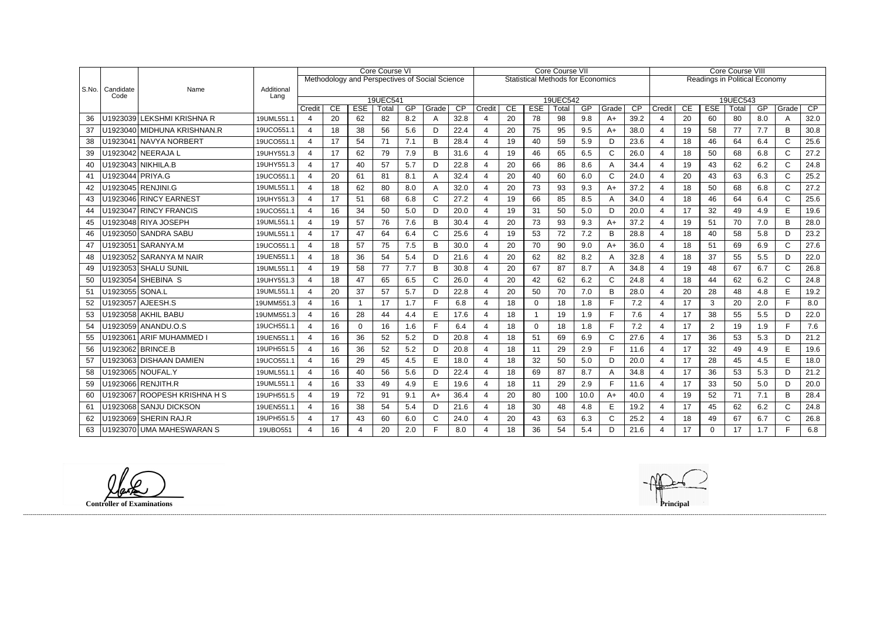| S.No. | Candidate Code | Name | Additional Lang | Core Course VI | | | | | | | Core Course VII | | | | | | | Core Course VIII | | | | | | |
|---|---|---|---|---|---|---|---|---|---|---|---|---|---|---|---|---|---|---|---|---|---|---|---|---|
| | | | | Methodology and Perspectives of Social Science | | | | | | | Statistical Methods for Economics | | | | | | | Readings in Political Economy | | | | | | |
| | | | | 19UEC541 | | | | | | | 19UEC542 | | | | | | | 19UEC543 | | | | | | |
| | | | | Credit | CE | ESE | Total | GP | Grade | CP | Credit | CE | ESE | Total | GP | Grade | CP | Credit | CE | ESE | Total | GP | Grade | CP |
| 36 | U1923039 | LEKSHMI KRISHNA R | 19UML551.1 | 4 | 20 | 62 | 82 | 8.2 | A | 32.8 | 4 | 20 | 78 | 98 | 9.8 | A+ | 39.2 | 4 | 20 | 60 | 80 | 8.0 | A | 32.0 |
| 37 | U1923040 | MIDHUNA KRISHNAN.R | 19UCO551.1 | 4 | 18 | 38 | 56 | 5.6 | D | 22.4 | 4 | 20 | 75 | 95 | 9.5 | A+ | 38.0 | 4 | 19 | 58 | 77 | 7.7 | B | 30.8 |
| 38 | U1923041 | NAVYA NORBERT | 19UCO551.1 | 4 | 17 | 54 | 71 | 7.1 | B | 28.4 | 4 | 19 | 40 | 59 | 5.9 | D | 23.6 | 4 | 18 | 46 | 64 | 6.4 | C | 25.6 |
| 39 | U1923042 | NEERAJA L | 19UHY551.3 | 4 | 17 | 62 | 79 | 7.9 | B | 31.6 | 4 | 19 | 46 | 65 | 6.5 | C | 26.0 | 4 | 18 | 50 | 68 | 6.8 | C | 27.2 |
| 40 | U1923043 | NIKHILA.B | 19UHY551.3 | 4 | 17 | 40 | 57 | 5.7 | D | 22.8 | 4 | 20 | 66 | 86 | 8.6 | A | 34.4 | 4 | 19 | 43 | 62 | 6.2 | C | 24.8 |
| 41 | U1923044 | PRIYA.G | 19UCO551.1 | 4 | 20 | 61 | 81 | 8.1 | A | 32.4 | 4 | 20 | 40 | 60 | 6.0 | C | 24.0 | 4 | 20 | 43 | 63 | 6.3 | C | 25.2 |
| 42 | U1923045 | RENJINI.G | 19UML551.1 | 4 | 18 | 62 | 80 | 8.0 | A | 32.0 | 4 | 20 | 73 | 93 | 9.3 | A+ | 37.2 | 4 | 18 | 50 | 68 | 6.8 | C | 27.2 |
| 43 | U1923046 | RINCY EARNEST | 19UHY551.3 | 4 | 17 | 51 | 68 | 6.8 | C | 27.2 | 4 | 19 | 66 | 85 | 8.5 | A | 34.0 | 4 | 18 | 46 | 64 | 6.4 | C | 25.6 |
| 44 | U1923047 | RINCY FRANCIS | 19UCO551.1 | 4 | 16 | 34 | 50 | 5.0 | D | 20.0 | 4 | 19 | 31 | 50 | 5.0 | D | 20.0 | 4 | 17 | 32 | 49 | 4.9 | E | 19.6 |
| 45 | U1923048 | RIYA JOSEPH | 19UML551.1 | 4 | 19 | 57 | 76 | 7.6 | B | 30.4 | 4 | 20 | 73 | 93 | 9.3 | A+ | 37.2 | 4 | 19 | 51 | 70 | 7.0 | B | 28.0 |
| 46 | U1923050 | SANDRA SABU | 19UML551.1 | 4 | 17 | 47 | 64 | 6.4 | C | 25.6 | 4 | 19 | 53 | 72 | 7.2 | B | 28.8 | 4 | 18 | 40 | 58 | 5.8 | D | 23.2 |
| 47 | U1923051 | SARANYA.M | 19UCO551.1 | 4 | 18 | 57 | 75 | 7.5 | B | 30.0 | 4 | 20 | 70 | 90 | 9.0 | A+ | 36.0 | 4 | 18 | 51 | 69 | 6.9 | C | 27.6 |
| 48 | U1923052 | SARANYA M NAIR | 19UEN551.1 | 4 | 18 | 36 | 54 | 5.4 | D | 21.6 | 4 | 20 | 62 | 82 | 8.2 | A | 32.8 | 4 | 18 | 37 | 55 | 5.5 | D | 22.0 |
| 49 | U1923053 | SHALU SUNIL | 19UML551.1 | 4 | 19 | 58 | 77 | 7.7 | B | 30.8 | 4 | 20 | 67 | 87 | 8.7 | A | 34.8 | 4 | 19 | 48 | 67 | 6.7 | C | 26.8 |
| 50 | U1923054 | SHEBINA S | 19UHY551.3 | 4 | 18 | 47 | 65 | 6.5 | C | 26.0 | 4 | 20 | 42 | 62 | 6.2 | C | 24.8 | 4 | 18 | 44 | 62 | 6.2 | C | 24.8 |
| 51 | U1923055 | SONA.L | 19UML551.1 | 4 | 20 | 37 | 57 | 5.7 | D | 22.8 | 4 | 20 | 50 | 70 | 7.0 | B | 28.0 | 4 | 20 | 28 | 48 | 4.8 | E | 19.2 |
| 52 | U1923057 | AJEESH.S | 19UMM551.3 | 4 | 16 | 1 | 17 | 1.7 | F | 6.8 | 4 | 18 | 0 | 18 | 1.8 | F | 7.2 | 4 | 17 | 3 | 20 | 2.0 | F | 8.0 |
| 53 | U1923058 | AKHIL BABU | 19UMM551.3 | 4 | 16 | 28 | 44 | 4.4 | E | 17.6 | 4 | 18 | 1 | 19 | 1.9 | F | 7.6 | 4 | 17 | 38 | 55 | 5.5 | D | 22.0 |
| 54 | U1923059 | ANANDU.O.S | 19UCH551.1 | 4 | 16 | 0 | 16 | 1.6 | F | 6.4 | 4 | 18 | 0 | 18 | 1.8 | F | 7.2 | 4 | 17 | 2 | 19 | 1.9 | F | 7.6 |
| 55 | U1923061 | ARIF MUHAMMED I | 19UEN551.1 | 4 | 16 | 36 | 52 | 5.2 | D | 20.8 | 4 | 18 | 51 | 69 | 6.9 | C | 27.6 | 4 | 17 | 36 | 53 | 5.3 | D | 21.2 |
| 56 | U1923062 | BRINCE.B | 19UPH551.5 | 4 | 16 | 36 | 52 | 5.2 | D | 20.8 | 4 | 18 | 11 | 29 | 2.9 | F | 11.6 | 4 | 17 | 32 | 49 | 4.9 | E | 19.6 |
| 57 | U1923063 | DISHAAN DAMIEN | 19UCO551.1 | 4 | 16 | 29 | 45 | 4.5 | E | 18.0 | 4 | 18 | 32 | 50 | 5.0 | D | 20.0 | 4 | 17 | 28 | 45 | 4.5 | E | 18.0 |
| 58 | U1923065 | NOUFAL.Y | 19UML551.1 | 4 | 16 | 40 | 56 | 5.6 | D | 22.4 | 4 | 18 | 69 | 87 | 8.7 | A | 34.8 | 4 | 17 | 36 | 53 | 5.3 | D | 21.2 |
| 59 | U1923066 | RENJITH.R | 19UML551.1 | 4 | 16 | 33 | 49 | 4.9 | E | 19.6 | 4 | 18 | 11 | 29 | 2.9 | F | 11.6 | 4 | 17 | 33 | 50 | 5.0 | D | 20.0 |
| 60 | U1923067 | ROOPESH KRISHNA H S | 19UPH551.5 | 4 | 19 | 72 | 91 | 9.1 | A+ | 36.4 | 4 | 20 | 80 | 100 | 10.0 | A+ | 40.0 | 4 | 19 | 52 | 71 | 7.1 | B | 28.4 |
| 61 | U1923068 | SANJU DICKSON | 19UEN551.1 | 4 | 16 | 38 | 54 | 5.4 | D | 21.6 | 4 | 18 | 30 | 48 | 4.8 | E | 19.2 | 4 | 17 | 45 | 62 | 6.2 | C | 24.8 |
| 62 | U1923069 | SHERIN RAJ.R | 19UPH551.5 | 4 | 17 | 43 | 60 | 6.0 | C | 24.0 | 4 | 20 | 43 | 63 | 6.3 | C | 25.2 | 4 | 18 | 49 | 67 | 6.7 | C | 26.8 |
| 63 | U1923070 | UMA MAHESWARAN S | 19UBO551 | 4 | 16 | 4 | 20 | 2.0 | F | 8.0 | 4 | 18 | 36 | 54 | 5.4 | D | 21.6 | 4 | 17 | 0 | 17 | 1.7 | F | 6.8 |

**Controller of Examinations** **Principal**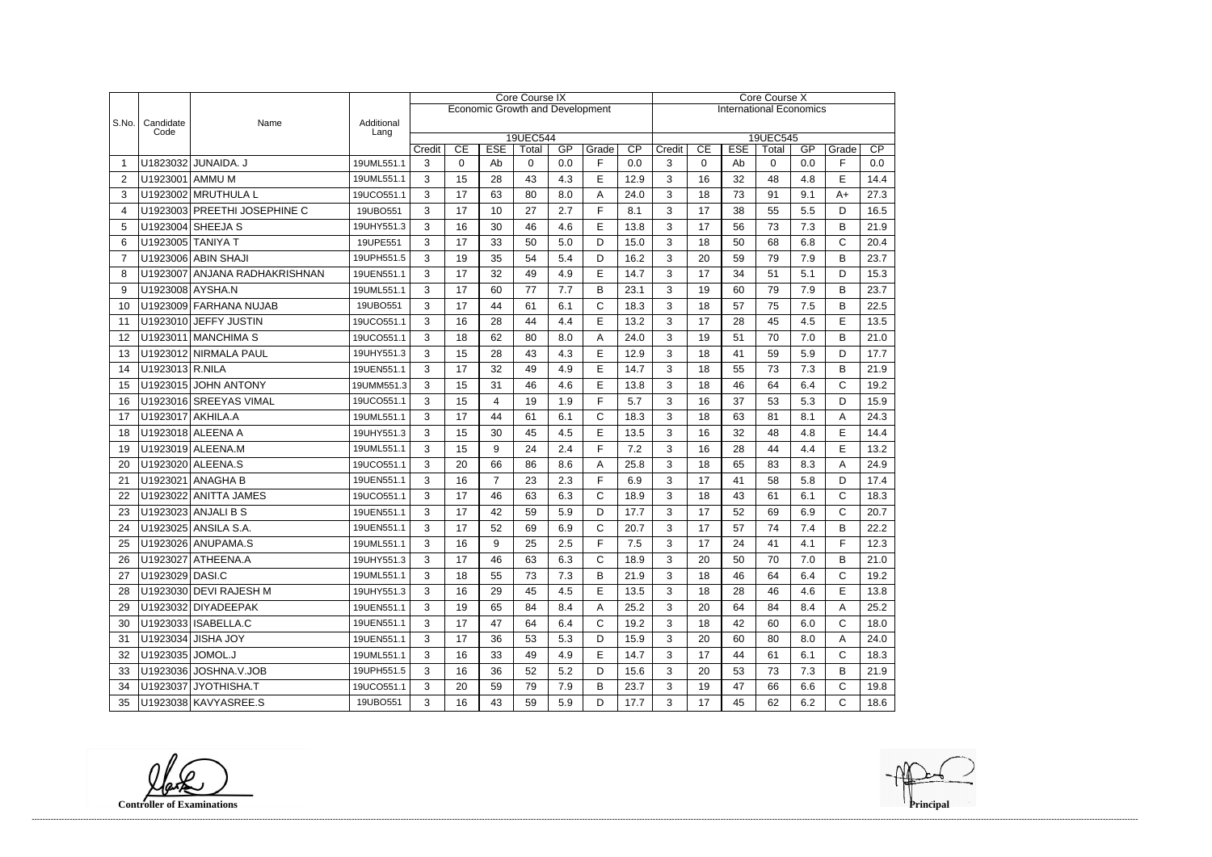| S.No. | Candidate Code | Name | Additional Lang | Core Course IX | | | | | | | Core Course X | | | | | | |
|---|---|---|---|---|---|---|---|---|---|---|---|---|---|---|---|---|---|
| | | | | Economic Growth and Development | | | | | | | International Economics | | | | | | |
| | | | | 19UEC544 | | | | | | | 19UEC545 | | | | | | |
| | | | | Credit | CE | ESE | Total | GP | Grade | CP | Credit | CE | ESE | Total | GP | Grade | CP |
| 1 | U1823032 | JUNAIDA. J | 19UML551.1 | 3 | 0 | Ab | 0 | 0.0 | F | 0.0 | 3 | 0 | Ab | 0 | 0.0 | F | 0.0 |
| 2 | U1923001 | AMMU M | 19UML551.1 | 3 | 15 | 28 | 43 | 4.3 | E | 12.9 | 3 | 16 | 32 | 48 | 4.8 | E | 14.4 |
| 3 | U1923002 | MRUTHULA L | 19UCO551.1 | 3 | 17 | 63 | 80 | 8.0 | A | 24.0 | 3 | 18 | 73 | 91 | 9.1 | A+ | 27.3 |
| 4 | U1923003 | PREETHI JOSEPHINE C | 19UBO551 | 3 | 17 | 10 | 27 | 2.7 | F | 8.1 | 3 | 17 | 38 | 55 | 5.5 | D | 16.5 |
| 5 | U1923004 | SHEEJA S | 19UHY551.3 | 3 | 16 | 30 | 46 | 4.6 | E | 13.8 | 3 | 17 | 56 | 73 | 7.3 | B | 21.9 |
| 6 | U1923005 | TANIYA T | 19UPE551 | 3 | 17 | 33 | 50 | 5.0 | D | 15.0 | 3 | 18 | 50 | 68 | 6.8 | C | 20.4 |
| 7 | U1923006 | ABIN SHAJI | 19UPH551.5 | 3 | 19 | 35 | 54 | 5.4 | D | 16.2 | 3 | 20 | 59 | 79 | 7.9 | B | 23.7 |
| 8 | U1923007 | ANJANA RADHAKRISHNAN | 19UEN551.1 | 3 | 17 | 32 | 49 | 4.9 | E | 14.7 | 3 | 17 | 34 | 51 | 5.1 | D | 15.3 |
| 9 | U1923008 | AYSHA.N | 19UML551.1 | 3 | 17 | 60 | 77 | 7.7 | B | 23.1 | 3 | 19 | 60 | 79 | 7.9 | B | 23.7 |
| 10 | U1923009 | FARHANA NUJAB | 19UBO551 | 3 | 17 | 44 | 61 | 6.1 | C | 18.3 | 3 | 18 | 57 | 75 | 7.5 | B | 22.5 |
| 11 | U1923010 | JEFFY JUSTIN | 19UCO551.1 | 3 | 16 | 28 | 44 | 4.4 | E | 13.2 | 3 | 17 | 28 | 45 | 4.5 | E | 13.5 |
| 12 | U1923011 | MANCHIMA S | 19UCO551.1 | 3 | 18 | 62 | 80 | 8.0 | A | 24.0 | 3 | 19 | 51 | 70 | 7.0 | B | 21.0 |
| 13 | U1923012 | NIRMALA PAUL | 19UHY551.3 | 3 | 15 | 28 | 43 | 4.3 | E | 12.9 | 3 | 18 | 41 | 59 | 5.9 | D | 17.7 |
| 14 | U1923013 | R.NILA | 19UEN551.1 | 3 | 17 | 32 | 49 | 4.9 | E | 14.7 | 3 | 18 | 55 | 73 | 7.3 | B | 21.9 |
| 15 | U1923015 | JOHN ANTONY | 19UMM551.3 | 3 | 15 | 31 | 46 | 4.6 | E | 13.8 | 3 | 18 | 46 | 64 | 6.4 | C | 19.2 |
| 16 | U1923016 | SREEYAS VIMAL | 19UCO551.1 | 3 | 15 | 4 | 19 | 1.9 | F | 5.7 | 3 | 16 | 37 | 53 | 5.3 | D | 15.9 |
| 17 | U1923017 | AKHILA.A | 19UML551.1 | 3 | 17 | 44 | 61 | 6.1 | C | 18.3 | 3 | 18 | 63 | 81 | 8.1 | A | 24.3 |
| 18 | U1923018 | ALEENA A | 19UHY551.3 | 3 | 15 | 30 | 45 | 4.5 | E | 13.5 | 3 | 16 | 32 | 48 | 4.8 | E | 14.4 |
| 19 | U1923019 | ALEENA.M | 19UML551.1 | 3 | 15 | 9 | 24 | 2.4 | F | 7.2 | 3 | 16 | 28 | 44 | 4.4 | E | 13.2 |
| 20 | U1923020 | ALEENA.S | 19UCO551.1 | 3 | 20 | 66 | 86 | 8.6 | A | 25.8 | 3 | 18 | 65 | 83 | 8.3 | A | 24.9 |
| 21 | U1923021 | ANAGHA B | 19UEN551.1 | 3 | 16 | 7 | 23 | 2.3 | F | 6.9 | 3 | 17 | 41 | 58 | 5.8 | D | 17.4 |
| 22 | U1923022 | ANITTA JAMES | 19UCO551.1 | 3 | 17 | 46 | 63 | 6.3 | C | 18.9 | 3 | 18 | 43 | 61 | 6.1 | C | 18.3 |
| 23 | U1923023 | ANJALI B S | 19UEN551.1 | 3 | 17 | 42 | 59 | 5.9 | D | 17.7 | 3 | 17 | 52 | 69 | 6.9 | C | 20.7 |
| 24 | U1923025 | ANSILA S.A. | 19UEN551.1 | 3 | 17 | 52 | 69 | 6.9 | C | 20.7 | 3 | 17 | 57 | 74 | 7.4 | B | 22.2 |
| 25 | U1923026 | ANUPAMA.S | 19UML551.1 | 3 | 16 | 9 | 25 | 2.5 | F | 7.5 | 3 | 17 | 24 | 41 | 4.1 | F | 12.3 |
| 26 | U1923027 | ATHEENA.A | 19UHY551.3 | 3 | 17 | 46 | 63 | 6.3 | C | 18.9 | 3 | 20 | 50 | 70 | 7.0 | B | 21.0 |
| 27 | U1923029 | DASI.C | 19UML551.1 | 3 | 18 | 55 | 73 | 7.3 | B | 21.9 | 3 | 18 | 46 | 64 | 6.4 | C | 19.2 |
| 28 | U1923030 | DEVI RAJESH M | 19UHY551.3 | 3 | 16 | 29 | 45 | 4.5 | E | 13.5 | 3 | 18 | 28 | 46 | 4.6 | E | 13.8 |
| 29 | U1923032 | DIYADEEPAK | 19UEN551.1 | 3 | 19 | 65 | 84 | 8.4 | A | 25.2 | 3 | 20 | 64 | 84 | 8.4 | A | 25.2 |
| 30 | U1923033 | ISABELLA.C | 19UEN551.1 | 3 | 17 | 47 | 64 | 6.4 | C | 19.2 | 3 | 18 | 42 | 60 | 6.0 | C | 18.0 |
| 31 | U1923034 | JISHA JOY | 19UEN551.1 | 3 | 17 | 36 | 53 | 5.3 | D | 15.9 | 3 | 20 | 60 | 80 | 8.0 | A | 24.0 |
| 32 | U1923035 | JOMOL.J | 19UML551.1 | 3 | 16 | 33 | 49 | 4.9 | E | 14.7 | 3 | 17 | 44 | 61 | 6.1 | C | 18.3 |
| 33 | U1923036 | JOSHNA.V.JOB | 19UPH551.5 | 3 | 16 | 36 | 52 | 5.2 | D | 15.6 | 3 | 20 | 53 | 73 | 7.3 | B | 21.9 |
| 34 | U1923037 | JYOTHISHA.T | 19UCO551.1 | 3 | 20 | 59 | 79 | 7.9 | B | 23.7 | 3 | 19 | 47 | 66 | 6.6 | C | 19.8 |
| 35 | U1923038 | KAVYASREE.S | 19UBO551 | 3 | 16 | 43 | 59 | 5.9 | D | 17.7 | 3 | 17 | 45 | 62 | 6.2 | C | 18.6 |

**Controller of Examinations** **Principal**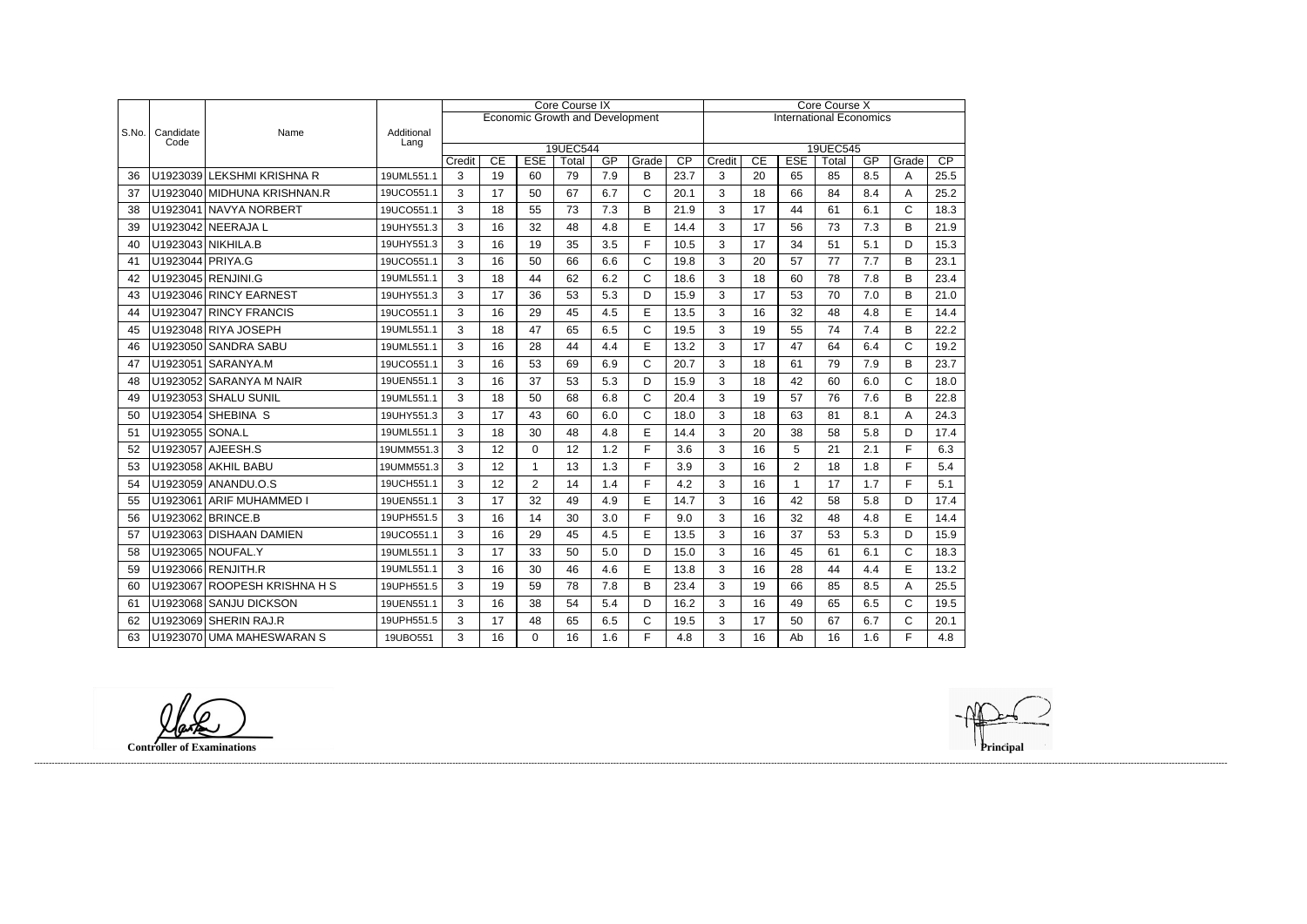| S.No. | Candidate Code | Name | Additional Lang | Core Course IX | | | | | | | Core Course X | | | | | | |
|---|---|---|---|---|---|---|---|---|---|---|---|---|---|---|---|---|---|
| | | | | Economic Growth and Development | | | | | | | International Economics | | | | | | |
| | | | | 19UEC544 | | | | | | | 19UEC545 | | | | | | |
| | | | | Credit | CE | ESE | Total | GP | Grade | CP | Credit | CE | ESE | Total | GP | Grade | CP |
| 36 | U1923039 | LEKSHMI KRISHNA R | 19UML551.1 | 3 | 19 | 60 | 79 | 7.9 | B | 23.7 | 3 | 20 | 65 | 85 | 8.5 | A | 25.5 |
| 37 | U1923040 | MIDHUNA KRISHNAN.R | 19UCO551.1 | 3 | 17 | 50 | 67 | 6.7 | C | 20.1 | 3 | 18 | 66 | 84 | 8.4 | A | 25.2 |
| 38 | U1923041 | NAVYA NORBERT | 19UCO551.1 | 3 | 18 | 55 | 73 | 7.3 | B | 21.9 | 3 | 17 | 44 | 61 | 6.1 | C | 18.3 |
| 39 | U1923042 | NEERAJA L | 19UHY551.3 | 3 | 16 | 32 | 48 | 4.8 | E | 14.4 | 3 | 17 | 56 | 73 | 7.3 | B | 21.9 |
| 40 | U1923043 | NIKHILA.B | 19UHY551.3 | 3 | 16 | 19 | 35 | 3.5 | F | 10.5 | 3 | 17 | 34 | 51 | 5.1 | D | 15.3 |
| 41 | U1923044 | PRIYA.G | 19UCO551.1 | 3 | 16 | 50 | 66 | 6.6 | C | 19.8 | 3 | 20 | 57 | 77 | 7.7 | B | 23.1 |
| 42 | U1923045 | RENJINI.G | 19UML551.1 | 3 | 18 | 44 | 62 | 6.2 | C | 18.6 | 3 | 18 | 60 | 78 | 7.8 | B | 23.4 |
| 43 | U1923046 | RINCY EARNEST | 19UHY551.3 | 3 | 17 | 36 | 53 | 5.3 | D | 15.9 | 3 | 17 | 53 | 70 | 7.0 | B | 21.0 |
| 44 | U1923047 | RINCY FRANCIS | 19UCO551.1 | 3 | 16 | 29 | 45 | 4.5 | E | 13.5 | 3 | 16 | 32 | 48 | 4.8 | E | 14.4 |
| 45 | U1923048 | RIYA JOSEPH | 19UML551.1 | 3 | 18 | 47 | 65 | 6.5 | C | 19.5 | 3 | 19 | 55 | 74 | 7.4 | B | 22.2 |
| 46 | U1923050 | SANDRA SABU | 19UML551.1 | 3 | 16 | 28 | 44 | 4.4 | E | 13.2 | 3 | 17 | 47 | 64 | 6.4 | C | 19.2 |
| 47 | U1923051 | SARANYA.M | 19UCO551.1 | 3 | 16 | 53 | 69 | 6.9 | C | 20.7 | 3 | 18 | 61 | 79 | 7.9 | B | 23.7 |
| 48 | U1923052 | SARANYA M NAIR | 19UEN551.1 | 3 | 16 | 37 | 53 | 5.3 | D | 15.9 | 3 | 18 | 42 | 60 | 6.0 | C | 18.0 |
| 49 | U1923053 | SHALU SUNIL | 19UML551.1 | 3 | 18 | 50 | 68 | 6.8 | C | 20.4 | 3 | 19 | 57 | 76 | 7.6 | B | 22.8 |
| 50 | U1923054 | SHEBINA S | 19UHY551.3 | 3 | 17 | 43 | 60 | 6.0 | C | 18.0 | 3 | 18 | 63 | 81 | 8.1 | A | 24.3 |
| 51 | U1923055 | SONA.L | 19UML551.1 | 3 | 18 | 30 | 48 | 4.8 | E | 14.4 | 3 | 20 | 38 | 58 | 5.8 | D | 17.4 |
| 52 | U1923057 | AJEESH.S | 19UMM551.3 | 3 | 12 | 0 | 12 | 1.2 | F | 3.6 | 3 | 16 | 5 | 21 | 2.1 | F | 6.3 |
| 53 | U1923058 | AKHIL BABU | 19UMM551.3 | 3 | 12 | 1 | 13 | 1.3 | F | 3.9 | 3 | 16 | 2 | 18 | 1.8 | F | 5.4 |
| 54 | U1923059 | ANANDU.O.S | 19UCH551.1 | 3 | 12 | 2 | 14 | 1.4 | F | 4.2 | 3 | 16 | 1 | 17 | 1.7 | F | 5.1 |
| 55 | U1923061 | ARIF MUHAMMED I | 19UEN551.1 | 3 | 17 | 32 | 49 | 4.9 | E | 14.7 | 3 | 16 | 42 | 58 | 5.8 | D | 17.4 |
| 56 | U1923062 | BRINCE.B | 19UPH551.5 | 3 | 16 | 14 | 30 | 3.0 | F | 9.0 | 3 | 16 | 32 | 48 | 4.8 | E | 14.4 |
| 57 | U1923063 | DISHAAN DAMIEN | 19UCO551.1 | 3 | 16 | 29 | 45 | 4.5 | E | 13.5 | 3 | 16 | 37 | 53 | 5.3 | D | 15.9 |
| 58 | U1923065 | NOUFAL.Y | 19UML551.1 | 3 | 17 | 33 | 50 | 5.0 | D | 15.0 | 3 | 16 | 45 | 61 | 6.1 | C | 18.3 |
| 59 | U1923066 | RENJITH.R | 19UML551.1 | 3 | 16 | 30 | 46 | 4.6 | E | 13.8 | 3 | 16 | 28 | 44 | 4.4 | E | 13.2 |
| 60 | U1923067 | ROOPESH KRISHNA H S | 19UPH551.5 | 3 | 19 | 59 | 78 | 7.8 | B | 23.4 | 3 | 19 | 66 | 85 | 8.5 | A | 25.5 |
| 61 | U1923068 | SANJU DICKSON | 19UEN551.1 | 3 | 16 | 38 | 54 | 5.4 | D | 16.2 | 3 | 16 | 49 | 65 | 6.5 | C | 19.5 |
| 62 | U1923069 | SHERIN RAJ.R | 19UPH551.5 | 3 | 17 | 48 | 65 | 6.5 | C | 19.5 | 3 | 17 | 50 | 67 | 6.7 | C | 20.1 |
| 63 | U1923070 | UMA MAHESWARAN S | 19UBO551 | 3 | 16 | 0 | 16 | 1.6 | F | 4.8 | 3 | 16 | Ab | 16 | 1.6 | F | 4.8 |

**Controller of Examinations**

**Principal**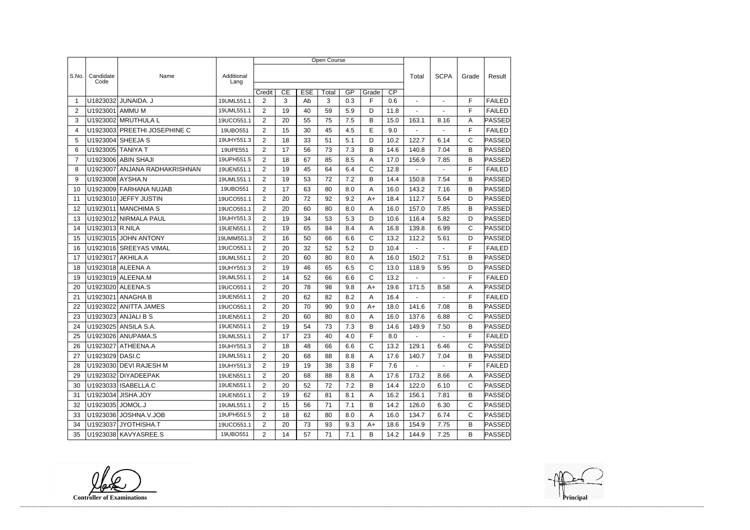| S.No. | Candidate Code | Name | Additional Lang | Open Course | | | | | | | Total | SCPA | Grade | Result |
|---|---|---|---|---|---|---|---|---|---|---|---|---|---|---|
| | | | | Credit | CE | ESE | Total | GP | Grade | CP | | | | |
| 1 | U1823032 | JUNAIDA. J | 19UML551.1 | 2 | 3 | Ab | 3 | 0.3 | F | 0.6 | - | - | F | FAILED |
| 2 | U1923001 | AMMU M | 19UML551.1 | 2 | 19 | 40 | 59 | 5.9 | D | 11.8 | - | - | F | FAILED |
| 3 | U1923002 | MRUTHULA L | 19UCO551.1 | 2 | 20 | 55 | 75 | 7.5 | B | 15.0 | 163.1 | 8.16 | A | PASSED |
| 4 | U1923003 | PREETHI JOSEPHINE C | 19UBO551 | 2 | 15 | 30 | 45 | 4.5 | E | 9.0 | - | - | F | FAILED |
| 5 | U1923004 | SHEEJA S | 19UHY551.3 | 2 | 18 | 33 | 51 | 5.1 | D | 10.2 | 122.7 | 6.14 | C | PASSED |
| 6 | U1923005 | TANIYA T | 19UPE551 | 2 | 17 | 56 | 73 | 7.3 | B | 14.6 | 140.8 | 7.04 | B | PASSED |
| 7 | U1923006 | ABIN SHAJI | 19UPH551.5 | 2 | 18 | 67 | 85 | 8.5 | A | 17.0 | 156.9 | 7.85 | B | PASSED |
| 8 | U1923007 | ANJANA RADHAKRISHNAN | 19UEN551.1 | 2 | 19 | 45 | 64 | 6.4 | C | 12.8 | - | - | F | FAILED |
| 9 | U1923008 | AYSHA.N | 19UML551.1 | 2 | 19 | 53 | 72 | 7.2 | B | 14.4 | 150.8 | 7.54 | B | PASSED |
| 10 | U1923009 | FARHANA NUJAB | 19UBO551 | 2 | 17 | 63 | 80 | 8.0 | A | 16.0 | 143.2 | 7.16 | B | PASSED |
| 11 | U1923010 | JEFFY JUSTIN | 19UCO551.1 | 2 | 20 | 72 | 92 | 9.2 | A+ | 18.4 | 112.7 | 5.64 | D | PASSED |
| 12 | U1923011 | MANCHIMA S | 19UCO551.1 | 2 | 20 | 60 | 80 | 8.0 | A | 16.0 | 157.0 | 7.85 | B | PASSED |
| 13 | U1923012 | NIRMALA PAUL | 19UHY551.3 | 2 | 19 | 34 | 53 | 5.3 | D | 10.6 | 116.4 | 5.82 | D | PASSED |
| 14 | U1923013 | R.NILA | 19UEN551.1 | 2 | 19 | 65 | 84 | 8.4 | A | 16.8 | 139.8 | 6.99 | C | PASSED |
| 15 | U1923015 | JOHN ANTONY | 19UMM551.3 | 2 | 16 | 50 | 66 | 6.6 | C | 13.2 | 112.2 | 5.61 | D | PASSED |
| 16 | U1923016 | SREEYAS VIMAL | 19UCO551.1 | 2 | 20 | 32 | 52 | 5.2 | D | 10.4 | - | - | F | FAILED |
| 17 | U1923017 | AKHILA.A | 19UML551.1 | 2 | 20 | 60 | 80 | 8.0 | A | 16.0 | 150.2 | 7.51 | B | PASSED |
| 18 | U1923018 | ALEENA A | 19UHY551.3 | 2 | 19 | 46 | 65 | 6.5 | C | 13.0 | 118.9 | 5.95 | D | PASSED |
| 19 | U1923019 | ALEENA.M | 19UML551.1 | 2 | 14 | 52 | 66 | 6.6 | C | 13.2 | - | - | F | FAILED |
| 20 | U1923020 | ALEENA.S | 19UCO551.1 | 2 | 20 | 78 | 98 | 9.8 | A+ | 19.6 | 171.5 | 8.58 | A | PASSED |
| 21 | U1923021 | ANAGHA B | 19UEN551.1 | 2 | 20 | 62 | 82 | 8.2 | A | 16.4 | - | - | F | FAILED |
| 22 | U1923022 | ANITTA JAMES | 19UCO551.1 | 2 | 20 | 70 | 90 | 9.0 | A+ | 18.0 | 141.6 | 7.08 | B | PASSED |
| 23 | U1923023 | ANJALI B S | 19UEN551.1 | 2 | 20 | 60 | 80 | 8.0 | A | 16.0 | 137.6 | 6.88 | C | PASSED |
| 24 | U1923025 | ANSILA S.A. | 19UEN551.1 | 2 | 19 | 54 | 73 | 7.3 | B | 14.6 | 149.9 | 7.50 | B | PASSED |
| 25 | U1923026 | ANUPAMA.S | 19UML551.1 | 2 | 17 | 23 | 40 | 4.0 | F | 8.0 | - | - | F | FAILED |
| 26 | U1923027 | ATHEENA.A | 19UHY551.3 | 2 | 18 | 48 | 66 | 6.6 | C | 13.2 | 129.1 | 6.46 | C | PASSED |
| 27 | U1923029 | DASI.C | 19UML551.1 | 2 | 20 | 68 | 88 | 8.8 | A | 17.6 | 140.7 | 7.04 | B | PASSED |
| 28 | U1923030 | DEVI RAJESH M | 19UHY551.3 | 2 | 19 | 19 | 38 | 3.8 | F | 7.6 | - | - | F | FAILED |
| 29 | U1923032 | DIYADEEPAK | 19UEN551.1 | 2 | 20 | 68 | 88 | 8.8 | A | 17.6 | 173.2 | 8.66 | A | PASSED |
| 30 | U1923033 | ISABELLA.C | 19UEN551.1 | 2 | 20 | 52 | 72 | 7.2 | B | 14.4 | 122.0 | 6.10 | C | PASSED |
| 31 | U1923034 | JISHA JOY | 19UEN551.1 | 2 | 19 | 62 | 81 | 8.1 | A | 16.2 | 156.1 | 7.81 | B | PASSED |
| 32 | U1923035 | JOMOL.J | 19UML551.1 | 2 | 15 | 56 | 71 | 7.1 | B | 14.2 | 126.0 | 6.30 | C | PASSED |
| 33 | U1923036 | JOSHNA.V.JOB | 19UPH551.5 | 2 | 18 | 62 | 80 | 8.0 | A | 16.0 | 134.7 | 6.74 | C | PASSED |
| 34 | U1923037 | JYOTHISHA.T | 19UCO551.1 | 2 | 20 | 73 | 93 | 9.3 | A+ | 18.6 | 154.9 | 7.75 | B | PASSED |
| 35 | U1923038 | KAVYASREE.S | 19UBO551 | 2 | 14 | 57 | 71 | 7.1 | B | 14.2 | 144.9 | 7.25 | B | PASSED |

**Controller of Examinations** **Principal**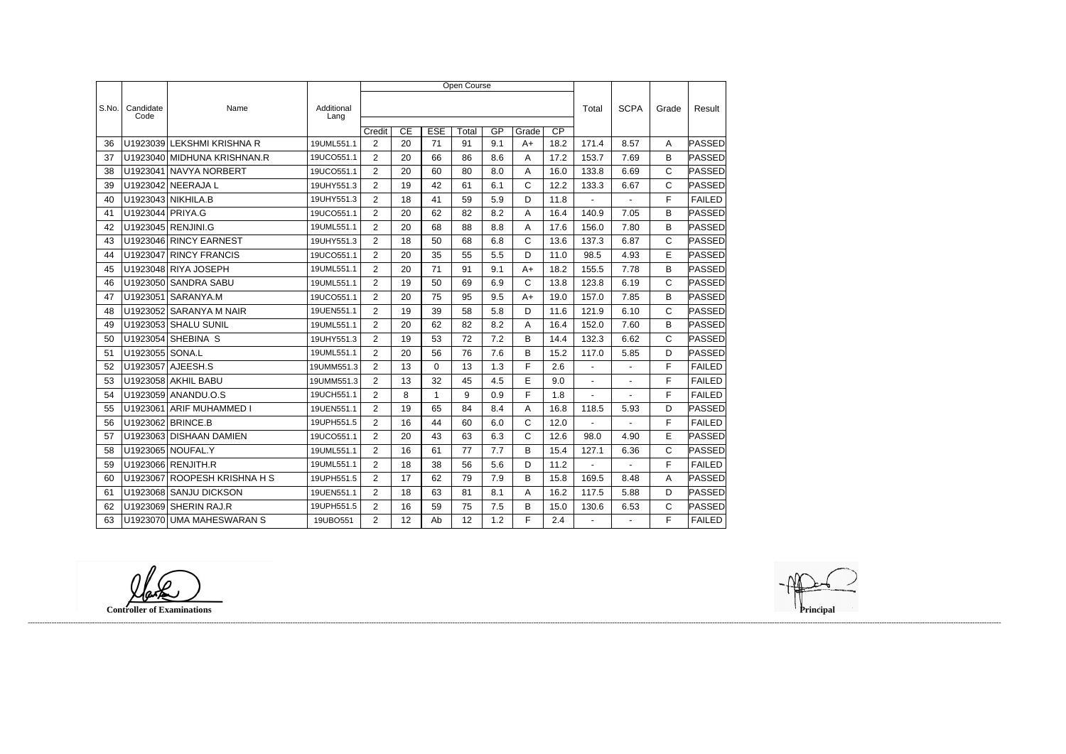| S.No. | Candidate Code | Name | Additional Lang | Open Course | | | | | | | Total | SCPA | Grade | Result |
|---|---|---|---|---|---|---|---|---|---|---|---|---|---|---|
| | | | | Credit | CE | ESE | Total | GP | Grade | CP | | | | |
| 36 | U1923039 | LEKSHMI KRISHNA R | 19UML551.1 | 2 | 20 | 71 | 91 | 9.1 | A+ | 18.2 | 171.4 | 8.57 | A | PASSED |
| 37 | U1923040 | MIDHUNA KRISHNAN.R | 19UCO551.1 | 2 | 20 | 66 | 86 | 8.6 | A | 17.2 | 153.7 | 7.69 | B | PASSED |
| 38 | U1923041 | NAVYA NORBERT | 19UCO551.1 | 2 | 20 | 60 | 80 | 8.0 | A | 16.0 | 133.8 | 6.69 | C | PASSED |
| 39 | U1923042 | NEERAJA L | 19UHY551.3 | 2 | 19 | 42 | 61 | 6.1 | C | 12.2 | 133.3 | 6.67 | C | PASSED |
| 40 | U1923043 | NIKHILA.B | 19UHY551.3 | 2 | 18 | 41 | 59 | 5.9 | D | 11.8 | - | - | F | FAILED |
| 41 | U1923044 | PRIYA.G | 19UCO551.1 | 2 | 20 | 62 | 82 | 8.2 | A | 16.4 | 140.9 | 7.05 | B | PASSED |
| 42 | U1923045 | RENJINI.G | 19UML551.1 | 2 | 20 | 68 | 88 | 8.8 | A | 17.6 | 156.0 | 7.80 | B | PASSED |
| 43 | U1923046 | RINCY EARNEST | 19UHY551.3 | 2 | 18 | 50 | 68 | 6.8 | C | 13.6 | 137.3 | 6.87 | C | PASSED |
| 44 | U1923047 | RINCY FRANCIS | 19UCO551.1 | 2 | 20 | 35 | 55 | 5.5 | D | 11.0 | 98.5 | 4.93 | E | PASSED |
| 45 | U1923048 | RIYA JOSEPH | 19UML551.1 | 2 | 20 | 71 | 91 | 9.1 | A+ | 18.2 | 155.5 | 7.78 | B | PASSED |
| 46 | U1923050 | SANDRA SABU | 19UML551.1 | 2 | 19 | 50 | 69 | 6.9 | C | 13.8 | 123.8 | 6.19 | C | PASSED |
| 47 | U1923051 | SARANYA.M | 19UCO551.1 | 2 | 20 | 75 | 95 | 9.5 | A+ | 19.0 | 157.0 | 7.85 | B | PASSED |
| 48 | U1923052 | SARANYA M NAIR | 19UEN551.1 | 2 | 19 | 39 | 58 | 5.8 | D | 11.6 | 121.9 | 6.10 | C | PASSED |
| 49 | U1923053 | SHALU SUNIL | 19UML551.1 | 2 | 20 | 62 | 82 | 8.2 | A | 16.4 | 152.0 | 7.60 | B | PASSED |
| 50 | U1923054 | SHEBINA S | 19UHY551.3 | 2 | 19 | 53 | 72 | 7.2 | B | 14.4 | 132.3 | 6.62 | C | PASSED |
| 51 | U1923055 | SONA.L | 19UML551.1 | 2 | 20 | 56 | 76 | 7.6 | B | 15.2 | 117.0 | 5.85 | D | PASSED |
| 52 | U1923057 | AJEESH.S | 19UMM551.3 | 2 | 13 | 0 | 13 | 1.3 | F | 2.6 | - | - | F | FAILED |
| 53 | U1923058 | AKHIL BABU | 19UMM551.3 | 2 | 13 | 32 | 45 | 4.5 | E | 9.0 | - | - | F | FAILED |
| 54 | U1923059 | ANANDU.O.S | 19UCH551.1 | 2 | 8 | 1 | 9 | 0.9 | F | 1.8 | - | - | F | FAILED |
| 55 | U1923061 | ARIF MUHAMMED I | 19UEN551.1 | 2 | 19 | 65 | 84 | 8.4 | A | 16.8 | 118.5 | 5.93 | D | PASSED |
| 56 | U1923062 | BRINCE.B | 19UPH551.5 | 2 | 16 | 44 | 60 | 6.0 | C | 12.0 | - | - | F | FAILED |
| 57 | U1923063 | DISHAAN DAMIEN | 19UCO551.1 | 2 | 20 | 43 | 63 | 6.3 | C | 12.6 | 98.0 | 4.90 | E | PASSED |
| 58 | U1923065 | NOUFAL.Y | 19UML551.1 | 2 | 16 | 61 | 77 | 7.7 | B | 15.4 | 127.1 | 6.36 | C | PASSED |
| 59 | U1923066 | RENJITH.R | 19UML551.1 | 2 | 18 | 38 | 56 | 5.6 | D | 11.2 | - | - | F | FAILED |
| 60 | U1923067 | ROOPESH KRISHNA H S | 19UPH551.5 | 2 | 17 | 62 | 79 | 7.9 | B | 15.8 | 169.5 | 8.48 | A | PASSED |
| 61 | U1923068 | SANJU DICKSON | 19UEN551.1 | 2 | 18 | 63 | 81 | 8.1 | A | 16.2 | 117.5 | 5.88 | D | PASSED |
| 62 | U1923069 | SHERIN RAJ.R | 19UPH551.5 | 2 | 16 | 59 | 75 | 7.5 | B | 15.0 | 130.6 | 6.53 | C | PASSED |
| 63 | U1923070 | UMA MAHESWARAN S | 19UBO551 | 2 | 12 | Ab | 12 | 1.2 | F | 2.4 | - | - | F | FAILED |

**Controller of Examinations**

**Principal**